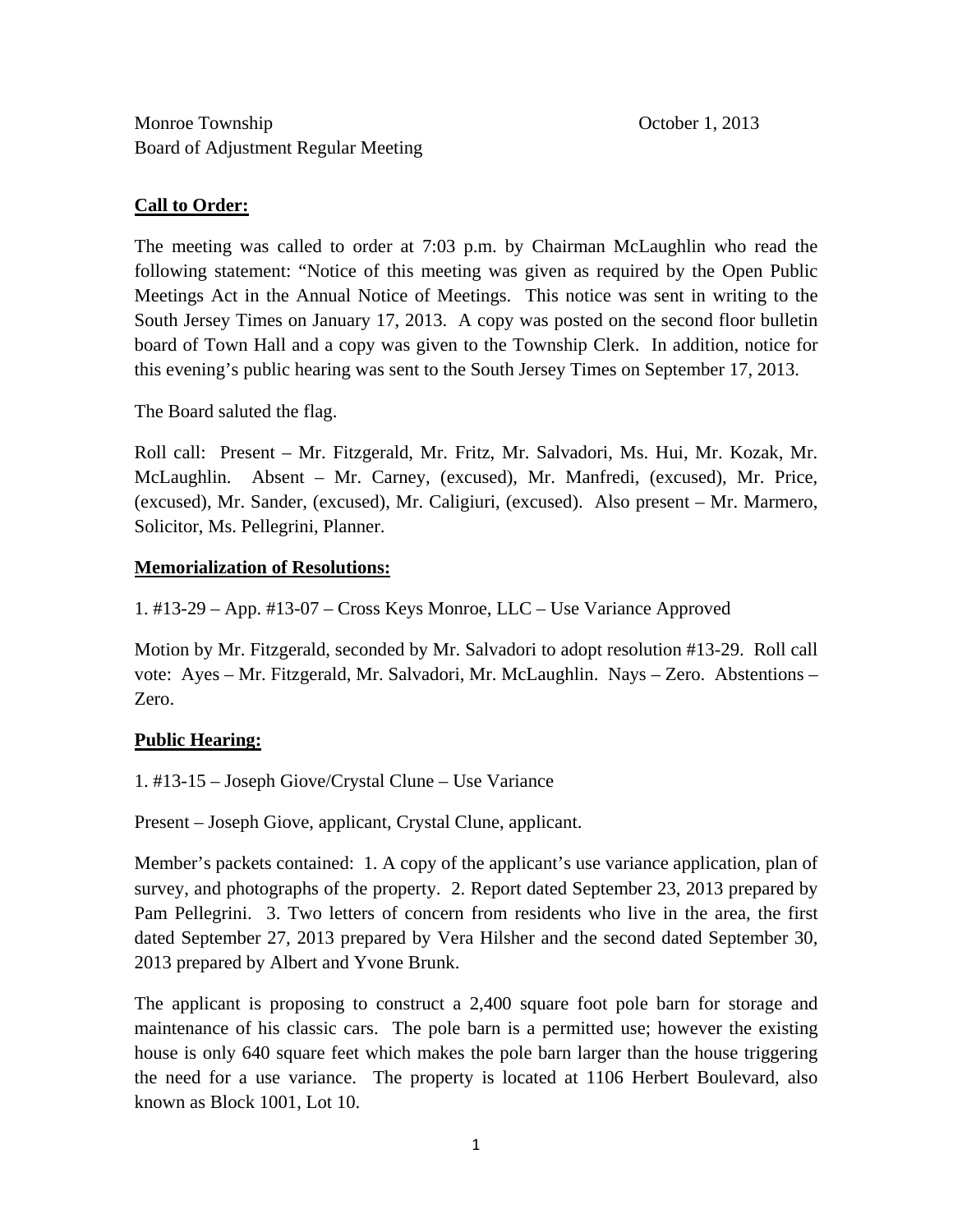Monroe Township
Board of Adjustment Regular Meeting

October 1, 2013

**Call to Order:**

The meeting was called to order at 7:03 p.m. by Chairman McLaughlin who read the following statement: "Notice of this meeting was given as required by the Open Public Meetings Act in the Annual Notice of Meetings. This notice was sent in writing to the South Jersey Times on January 17, 2013. A copy was posted on the second floor bulletin board of Town Hall and a copy was given to the Township Clerk. In addition, notice for this evening's public hearing was sent to the South Jersey Times on September 17, 2013.

The Board saluted the flag.

Roll call: Present – Mr. Fitzgerald, Mr. Fritz, Mr. Salvadori, Ms. Hui, Mr. Kozak, Mr. McLaughlin. Absent – Mr. Carney, (excused), Mr. Manfredi, (excused), Mr. Price, (excused), Mr. Sander, (excused), Mr. Caligiuri, (excused). Also present – Mr. Marmero, Solicitor, Ms. Pellegrini, Planner.

**Memorialization of Resolutions:**

1. #13-29 – App. #13-07 – Cross Keys Monroe, LLC – Use Variance Approved

Motion by Mr. Fitzgerald, seconded by Mr. Salvadori to adopt resolution #13-29. Roll call vote: Ayes – Mr. Fitzgerald, Mr. Salvadori, Mr. McLaughlin. Nays – Zero. Abstentions – Zero.

**Public Hearing:**

1. #13-15 – Joseph Giove/Crystal Clune – Use Variance

Present – Joseph Giove, applicant, Crystal Clune, applicant.

Member's packets contained: 1. A copy of the applicant's use variance application, plan of survey, and photographs of the property. 2. Report dated September 23, 2013 prepared by Pam Pellegrini. 3. Two letters of concern from residents who live in the area, the first dated September 27, 2013 prepared by Vera Hilsher and the second dated September 30, 2013 prepared by Albert and Yvone Brunk.

The applicant is proposing to construct a 2,400 square foot pole barn for storage and maintenance of his classic cars. The pole barn is a permitted use; however the existing house is only 640 square feet which makes the pole barn larger than the house triggering the need for a use variance. The property is located at 1106 Herbert Boulevard, also known as Block 1001, Lot 10.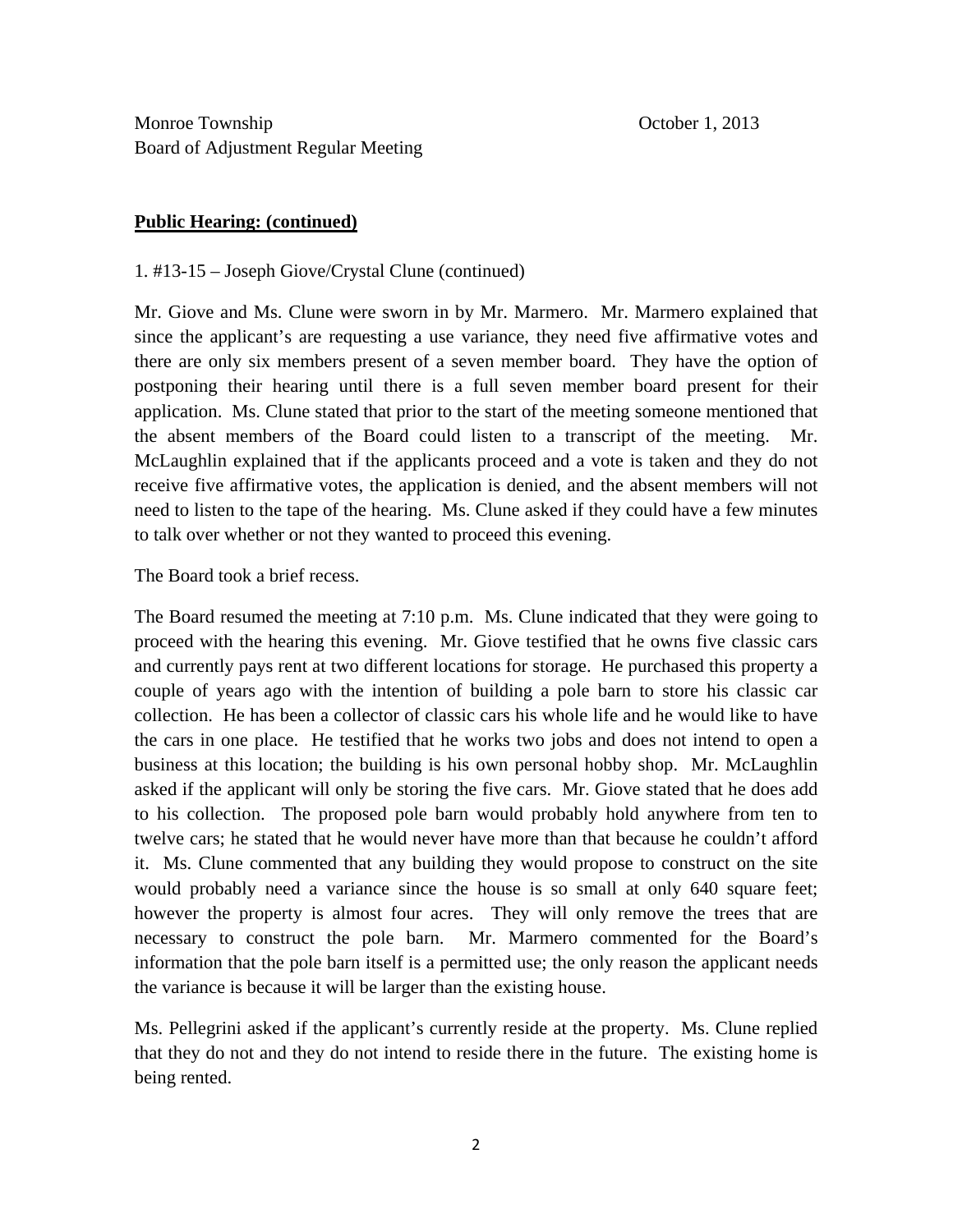Monroe Township October 1, 2013
Board of Adjustment Regular Meeting

**Public Hearing: (continued)**

1. #13-15 – Joseph Giove/Crystal Clune (continued)

Mr. Giove and Ms. Clune were sworn in by Mr. Marmero. Mr. Marmero explained that since the applicant's are requesting a use variance, they need five affirmative votes and there are only six members present of a seven member board. They have the option of postponing their hearing until there is a full seven member board present for their application. Ms. Clune stated that prior to the start of the meeting someone mentioned that the absent members of the Board could listen to a transcript of the meeting. Mr. McLaughlin explained that if the applicants proceed and a vote is taken and they do not receive five affirmative votes, the application is denied, and the absent members will not need to listen to the tape of the hearing. Ms. Clune asked if they could have a few minutes to talk over whether or not they wanted to proceed this evening.

The Board took a brief recess.

The Board resumed the meeting at 7:10 p.m. Ms. Clune indicated that they were going to proceed with the hearing this evening. Mr. Giove testified that he owns five classic cars and currently pays rent at two different locations for storage. He purchased this property a couple of years ago with the intention of building a pole barn to store his classic car collection. He has been a collector of classic cars his whole life and he would like to have the cars in one place. He testified that he works two jobs and does not intend to open a business at this location; the building is his own personal hobby shop. Mr. McLaughlin asked if the applicant will only be storing the five cars. Mr. Giove stated that he does add to his collection. The proposed pole barn would probably hold anywhere from ten to twelve cars; he stated that he would never have more than that because he couldn't afford it. Ms. Clune commented that any building they would propose to construct on the site would probably need a variance since the house is so small at only 640 square feet; however the property is almost four acres. They will only remove the trees that are necessary to construct the pole barn. Mr. Marmero commented for the Board's information that the pole barn itself is a permitted use; the only reason the applicant needs the variance is because it will be larger than the existing house.

Ms. Pellegrini asked if the applicant's currently reside at the property. Ms. Clune replied that they do not and they do not intend to reside there in the future. The existing home is being rented.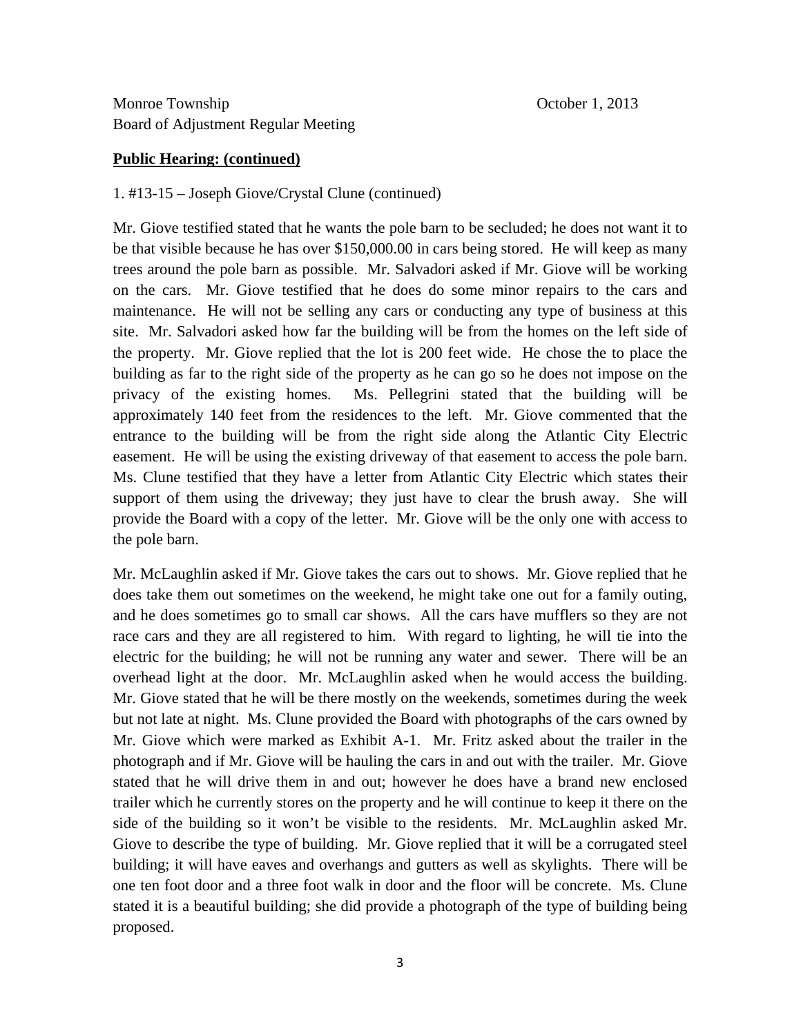Monroe Township October 1, 2013
Board of Adjustment Regular Meeting

**Public Hearing: (continued)**

1. #13-15 – Joseph Giove/Crystal Clune (continued)

Mr. Giove testified stated that he wants the pole barn to be secluded; he does not want it to be that visible because he has over $150,000.00 in cars being stored. He will keep as many trees around the pole barn as possible. Mr. Salvadori asked if Mr. Giove will be working on the cars. Mr. Giove testified that he does do some minor repairs to the cars and maintenance. He will not be selling any cars or conducting any type of business at this site. Mr. Salvadori asked how far the building will be from the homes on the left side of the property. Mr. Giove replied that the lot is 200 feet wide. He chose the to place the building as far to the right side of the property as he can go so he does not impose on the privacy of the existing homes. Ms. Pellegrini stated that the building will be approximately 140 feet from the residences to the left. Mr. Giove commented that the entrance to the building will be from the right side along the Atlantic City Electric easement. He will be using the existing driveway of that easement to access the pole barn. Ms. Clune testified that they have a letter from Atlantic City Electric which states their support of them using the driveway; they just have to clear the brush away. She will provide the Board with a copy of the letter. Mr. Giove will be the only one with access to the pole barn.

Mr. McLaughlin asked if Mr. Giove takes the cars out to shows. Mr. Giove replied that he does take them out sometimes on the weekend, he might take one out for a family outing, and he does sometimes go to small car shows. All the cars have mufflers so they are not race cars and they are all registered to him. With regard to lighting, he will tie into the electric for the building; he will not be running any water and sewer. There will be an overhead light at the door. Mr. McLaughlin asked when he would access the building. Mr. Giove stated that he will be there mostly on the weekends, sometimes during the week but not late at night. Ms. Clune provided the Board with photographs of the cars owned by Mr. Giove which were marked as Exhibit A-1. Mr. Fritz asked about the trailer in the photograph and if Mr. Giove will be hauling the cars in and out with the trailer. Mr. Giove stated that he will drive them in and out; however he does have a brand new enclosed trailer which he currently stores on the property and he will continue to keep it there on the side of the building so it won't be visible to the residents. Mr. McLaughlin asked Mr. Giove to describe the type of building. Mr. Giove replied that it will be a corrugated steel building; it will have eaves and overhangs and gutters as well as skylights. There will be one ten foot door and a three foot walk in door and the floor will be concrete. Ms. Clune stated it is a beautiful building; she did provide a photograph of the type of building being proposed.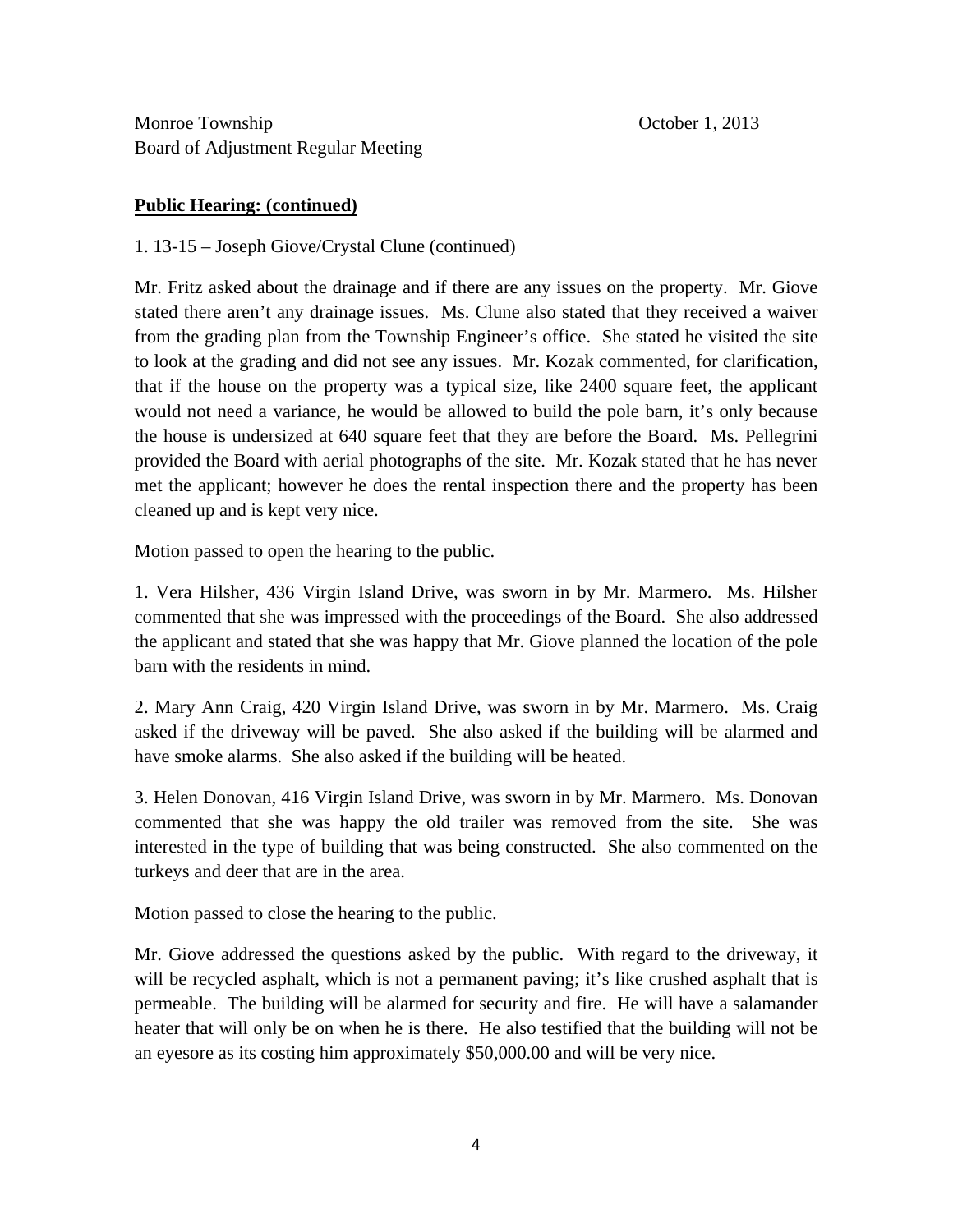Monroe Township  October 1, 2013
Board of Adjustment Regular Meeting

**<u>Public Hearing: (continued)</u>**

1. 13-15 – Joseph Giove/Crystal Clune (continued)

Mr. Fritz asked about the drainage and if there are any issues on the property. Mr. Giove stated there aren't any drainage issues. Ms. Clune also stated that they received a waiver from the grading plan from the Township Engineer's office. She stated he visited the site to look at the grading and did not see any issues. Mr. Kozak commented, for clarification, that if the house on the property was a typical size, like 2400 square feet, the applicant would not need a variance, he would be allowed to build the pole barn, it's only because the house is undersized at 640 square feet that they are before the Board. Ms. Pellegrini provided the Board with aerial photographs of the site. Mr. Kozak stated that he has never met the applicant; however he does the rental inspection there and the property has been cleaned up and is kept very nice.

Motion passed to open the hearing to the public.

1. Vera Hilsher, 436 Virgin Island Drive, was sworn in by Mr. Marmero. Ms. Hilsher commented that she was impressed with the proceedings of the Board. She also addressed the applicant and stated that she was happy that Mr. Giove planned the location of the pole barn with the residents in mind.

2. Mary Ann Craig, 420 Virgin Island Drive, was sworn in by Mr. Marmero. Ms. Craig asked if the driveway will be paved. She also asked if the building will be alarmed and have smoke alarms. She also asked if the building will be heated.

3. Helen Donovan, 416 Virgin Island Drive, was sworn in by Mr. Marmero. Ms. Donovan commented that she was happy the old trailer was removed from the site. She was interested in the type of building that was being constructed. She also commented on the turkeys and deer that are in the area.

Motion passed to close the hearing to the public.

Mr. Giove addressed the questions asked by the public. With regard to the driveway, it will be recycled asphalt, which is not a permanent paving; it's like crushed asphalt that is permeable. The building will be alarmed for security and fire. He will have a salamander heater that will only be on when he is there. He also testified that the building will not be an eyesore as its costing him approximately $50,000.00 and will be very nice.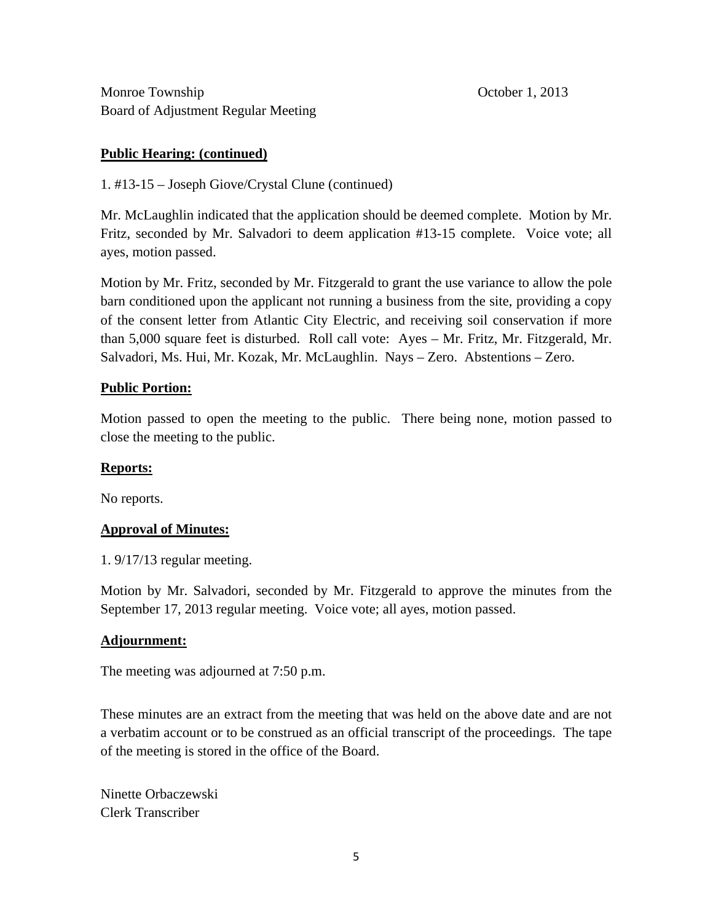Monroe Township　　　　　　　　　　　　　　　　　　October 1, 2013
Board of Adjustment Regular Meeting

**Public Hearing: (continued)**

1. #13-15 – Joseph Giove/Crystal Clune (continued)

Mr. McLaughlin indicated that the application should be deemed complete. Motion by Mr. Fritz, seconded by Mr. Salvadori to deem application #13-15 complete. Voice vote; all ayes, motion passed.

Motion by Mr. Fritz, seconded by Mr. Fitzgerald to grant the use variance to allow the pole barn conditioned upon the applicant not running a business from the site, providing a copy of the consent letter from Atlantic City Electric, and receiving soil conservation if more than 5,000 square feet is disturbed. Roll call vote: Ayes – Mr. Fritz, Mr. Fitzgerald, Mr. Salvadori, Ms. Hui, Mr. Kozak, Mr. McLaughlin. Nays – Zero. Abstentions – Zero.

**Public Portion:**

Motion passed to open the meeting to the public. There being none, motion passed to close the meeting to the public.

**Reports:**

No reports.

**Approval of Minutes:**

1. 9/17/13 regular meeting.

Motion by Mr. Salvadori, seconded by Mr. Fitzgerald to approve the minutes from the September 17, 2013 regular meeting. Voice vote; all ayes, motion passed.

**Adjournment:**

The meeting was adjourned at 7:50 p.m.

These minutes are an extract from the meeting that was held on the above date and are not a verbatim account or to be construed as an official transcript of the proceedings. The tape of the meeting is stored in the office of the Board.

Ninette Orbaczewski
Clerk Transcriber